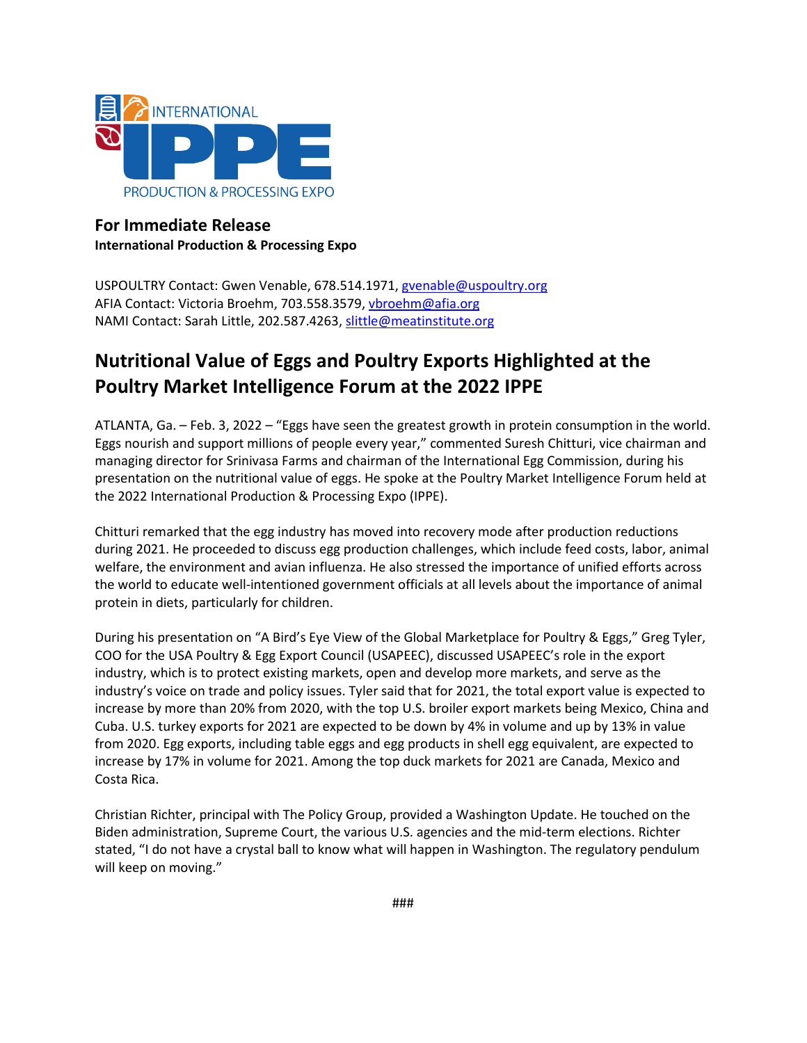**For Immediate Release**
**International Production & Processing Expo**

USPOULTRY Contact: Gwen Venable, 678.514.1971, gvenable@uspoultry.org
AFIA Contact: Victoria Broehm, 703.558.3579, vbroehm@afia.org
NAMI Contact: Sarah Little, 202.587.4263, slittle@meatinstitute.org

# Nutritional Value of Eggs and Poultry Exports Highlighted at the Poultry Market Intelligence Forum at the 2022 IPPE

ATLANTA, Ga. – Feb. 3, 2022 – "Eggs have seen the greatest growth in protein consumption in the world. Eggs nourish and support millions of people every year," commented Suresh Chitturi, vice chairman and managing director for Srinivasa Farms and chairman of the International Egg Commission, during his presentation on the nutritional value of eggs. He spoke at the Poultry Market Intelligence Forum held at the 2022 International Production & Processing Expo (IPPE).

Chitturi remarked that the egg industry has moved into recovery mode after production reductions during 2021. He proceeded to discuss egg production challenges, which include feed costs, labor, animal welfare, the environment and avian influenza. He also stressed the importance of unified efforts across the world to educate well-intentioned government officials at all levels about the importance of animal protein in diets, particularly for children.

During his presentation on "A Bird's Eye View of the Global Marketplace for Poultry & Eggs," Greg Tyler, COO for the USA Poultry & Egg Export Council (USAPEEC), discussed USAPEEC's role in the export industry, which is to protect existing markets, open and develop more markets, and serve as the industry's voice on trade and policy issues. Tyler said that for 2021, the total export value is expected to increase by more than 20% from 2020, with the top U.S. broiler export markets being Mexico, China and Cuba. U.S. turkey exports for 2021 are expected to be down by 4% in volume and up by 13% in value from 2020. Egg exports, including table eggs and egg products in shell egg equivalent, are expected to increase by 17% in volume for 2021. Among the top duck markets for 2021 are Canada, Mexico and Costa Rica.

Christian Richter, principal with The Policy Group, provided a Washington Update. He touched on the Biden administration, Supreme Court, the various U.S. agencies and the mid-term elections. Richter stated, "I do not have a crystal ball to know what will happen in Washington. The regulatory pendulum will keep on moving."

###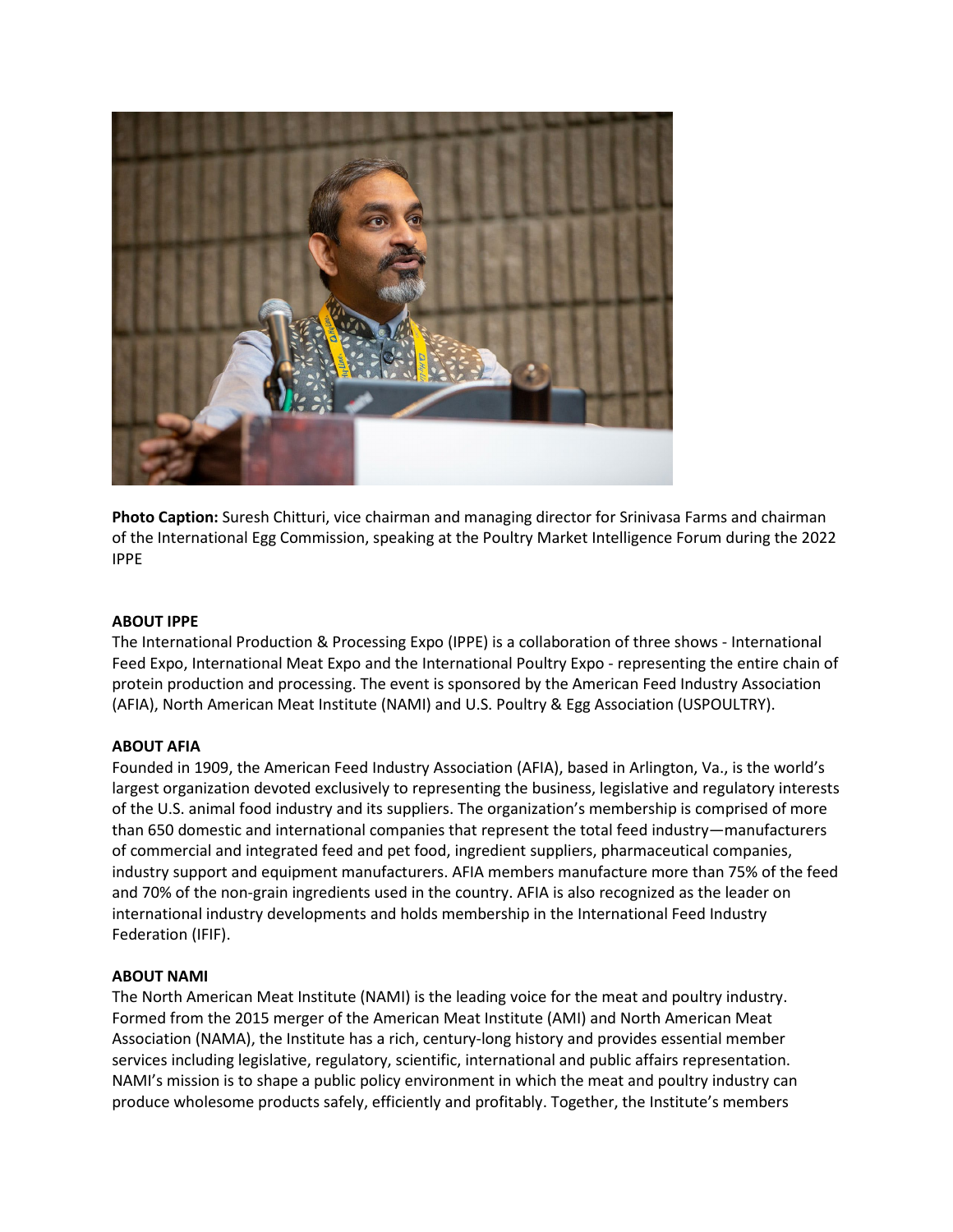**Photo Caption:** Suresh Chitturi, vice chairman and managing director for Srinivasa Farms and chairman of the International Egg Commission, speaking at the Poultry Market Intelligence Forum during the 2022 IPPE

**ABOUT IPPE**

The International Production & Processing Expo (IPPE) is a collaboration of three shows - International Feed Expo, International Meat Expo and the International Poultry Expo - representing the entire chain of protein production and processing. The event is sponsored by the American Feed Industry Association (AFIA), North American Meat Institute (NAMI) and U.S. Poultry & Egg Association (USPOULTRY).

**ABOUT AFIA**

Founded in 1909, the American Feed Industry Association (AFIA), based in Arlington, Va., is the world's largest organization devoted exclusively to representing the business, legislative and regulatory interests of the U.S. animal food industry and its suppliers. The organization's membership is comprised of more than 650 domestic and international companies that represent the total feed industry—manufacturers of commercial and integrated feed and pet food, ingredient suppliers, pharmaceutical companies, industry support and equipment manufacturers. AFIA members manufacture more than 75% of the feed and 70% of the non-grain ingredients used in the country. AFIA is also recognized as the leader on international industry developments and holds membership in the International Feed Industry Federation (IFIF).

**ABOUT NAMI**

The North American Meat Institute (NAMI) is the leading voice for the meat and poultry industry. Formed from the 2015 merger of the American Meat Institute (AMI) and North American Meat Association (NAMA), the Institute has a rich, century-long history and provides essential member services including legislative, regulatory, scientific, international and public affairs representation. NAMI's mission is to shape a public policy environment in which the meat and poultry industry can produce wholesome products safely, efficiently and profitably. Together, the Institute's members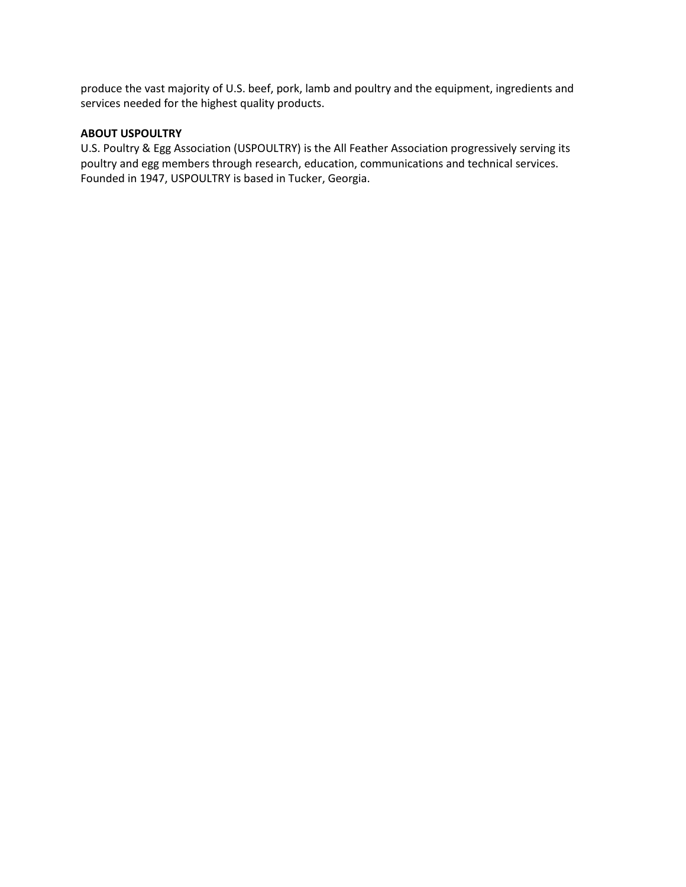produce the vast majority of U.S. beef, pork, lamb and poultry and the equipment, ingredients and services needed for the highest quality products.

**ABOUT USPOULTRY**

U.S. Poultry & Egg Association (USPOULTRY) is the All Feather Association progressively serving its poultry and egg members through research, education, communications and technical services. Founded in 1947, USPOULTRY is based in Tucker, Georgia.